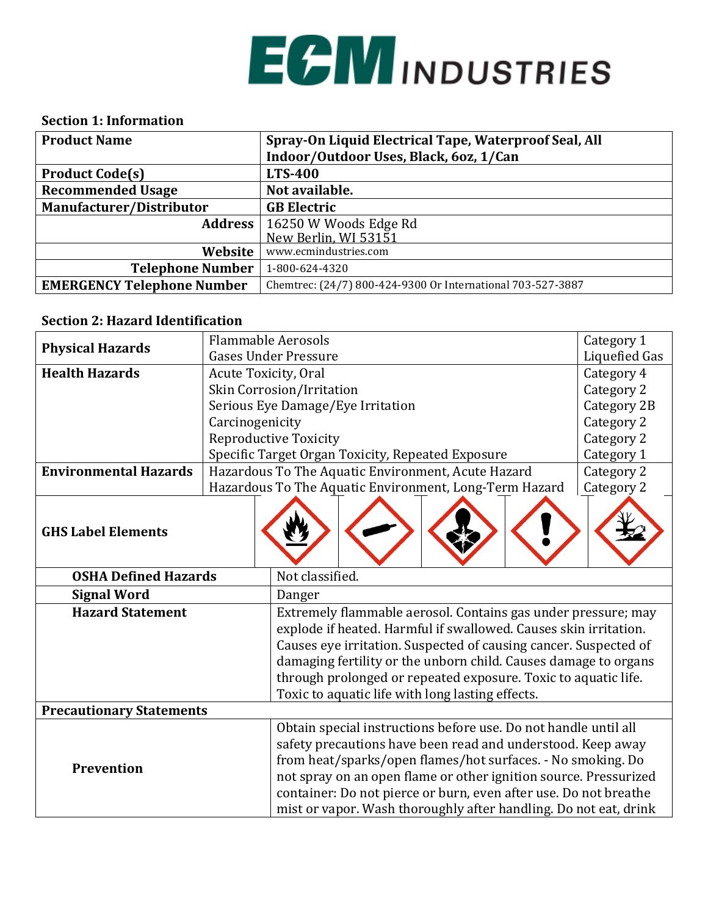# ECM INDUSTRIES

### Section 1: Information

| **Product Name** | **Spray-On Liquid Electrical Tape, Waterproof Seal, All Indoor/Outdoor Uses, Black, 6oz, 1/Can** |
|---|---|
| **Product Code(s)** | **LTS-400** |
| **Recommended Usage** | **Not available.** |
| **Manufacturer/Distributor** | **GB Electric** |
| **Address** | 16250 W Woods Edge Rd New Berlin, WI 53151 |
| **Website** | www.ecmindustries.com |
| **Telephone Number** | 1-800-624-4320 |
| **EMERGENCY Telephone Number** | Chemtrec: (24/7) 800-424-9300 Or International 703-527-3887 |

### Section 2: Hazard Identification

| | | |
|---|---|---|
| **Physical Hazards** | Flammable Aerosols | Category 1 |
| | Gases Under Pressure | Liquefied Gas |
| **Health Hazards** | Acute Toxicity, Oral | Category 4 |
| | Skin Corrosion/Irritation | Category 2 |
| | Serious Eye Damage/Eye Irritation | Category 2B |
| | Carcinogenicity | Category 2 |
| | Reproductive Toxicity | Category 2 |
| | Specific Target Organ Toxicity, Repeated Exposure | Category 1 |
| **Environmental Hazards** | Hazardous To The Aquatic Environment, Acute Hazard | Category 2 |
| | Hazardous To The Aquatic Environment, Long-Term Hazard | Category 2 |
| **GHS Label Elements** | | |

| | |
|---|---|
| **OSHA Defined Hazards** | Not classified. |
| **Signal Word** | Danger |
| **Hazard Statement** | Extremely flammable aerosol. Contains gas under pressure; may explode if heated. Harmful if swallowed. Causes skin irritation. Causes eye irritation. Suspected of causing cancer. Suspected of damaging fertility or the unborn child. Causes damage to organs through prolonged or repeated exposure. Toxic to aquatic life. Toxic to aquatic life with long lasting effects. |
| **Precautionary Statements** | |
| **Prevention** | Obtain special instructions before use. Do not handle until all safety precautions have been read and understood. Keep away from heat/sparks/open flames/hot surfaces. - No smoking. Do not spray on an open flame or other ignition source. Pressurized container: Do not pierce or burn, even after use. Do not breathe mist or vapor. Wash thoroughly after handling. Do not eat, drink |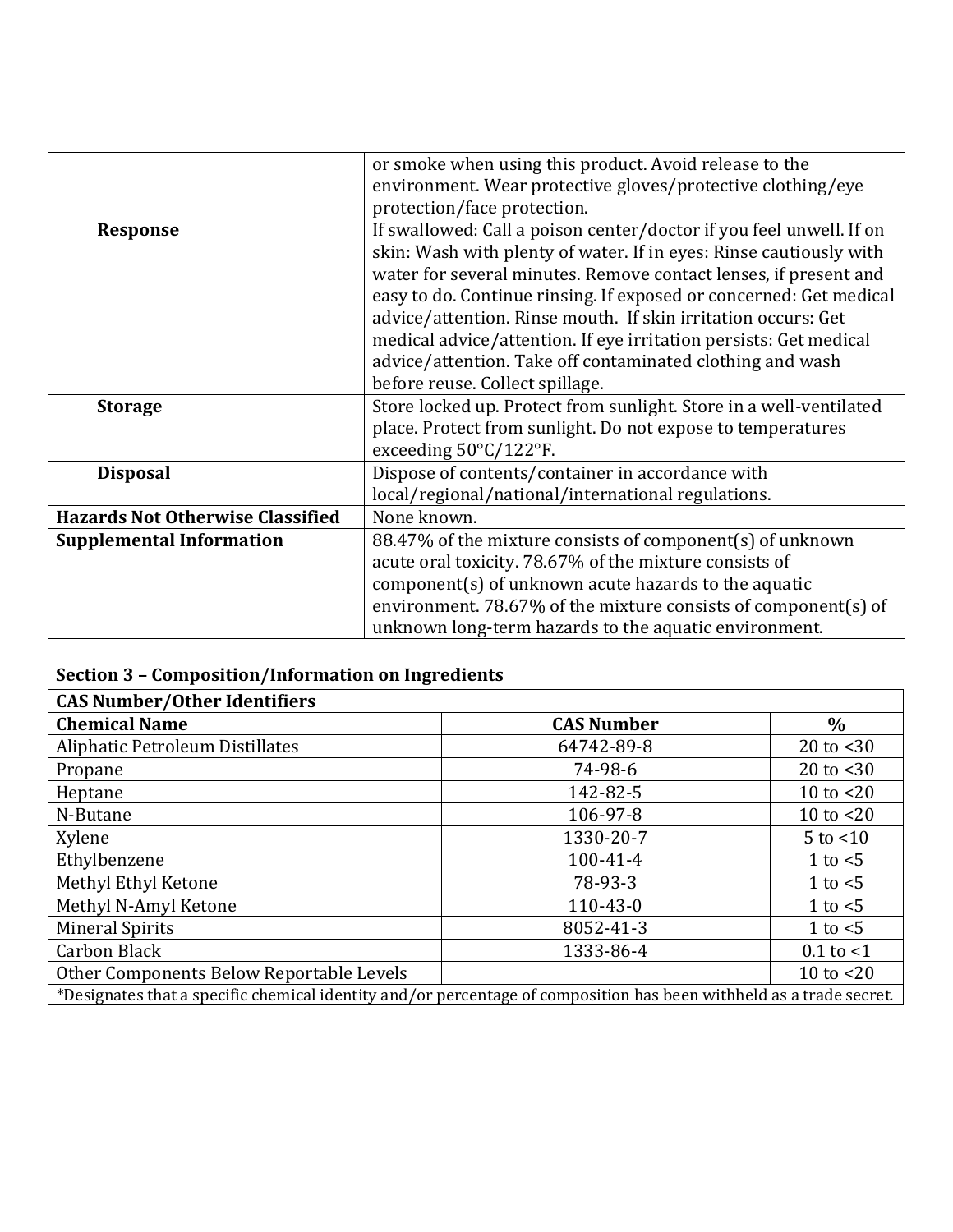| | |
|---|---|
| | or smoke when using this product. Avoid release to the environment. Wear protective gloves/protective clothing/eye protection/face protection. |
| **Response** | If swallowed: Call a poison center/doctor if you feel unwell. If on skin: Wash with plenty of water. If in eyes: Rinse cautiously with water for several minutes. Remove contact lenses, if present and easy to do. Continue rinsing. If exposed or concerned: Get medical advice/attention. Rinse mouth. If skin irritation occurs: Get medical advice/attention. If eye irritation persists: Get medical advice/attention. Take off contaminated clothing and wash before reuse. Collect spillage. |
| **Storage** | Store locked up. Protect from sunlight. Store in a well-ventilated place. Protect from sunlight. Do not expose to temperatures exceeding 50°C/122°F. |
| **Disposal** | Dispose of contents/container in accordance with local/regional/national/international regulations. |
| **Hazards Not Otherwise Classified** | None known. |
| **Supplemental Information** | 88.47% of the mixture consists of component(s) of unknown acute oral toxicity. 78.67% of the mixture consists of component(s) of unknown acute hazards to the aquatic environment. 78.67% of the mixture consists of component(s) of unknown long-term hazards to the aquatic environment. |

## Section 3 – Composition/Information on Ingredients

| **CAS Number/Other Identifiers** | | |
|---|---|---|
| **Chemical Name** | **CAS Number** | **%** |
| Aliphatic Petroleum Distillates | 64742-89-8 | 20 to <30 |
| Propane | 74-98-6 | 20 to <30 |
| Heptane | 142-82-5 | 10 to <20 |
| N-Butane | 106-97-8 | 10 to <20 |
| Xylene | 1330-20-7 | 5 to <10 |
| Ethylbenzene | 100-41-4 | 1 to <5 |
| Methyl Ethyl Ketone | 78-93-3 | 1 to <5 |
| Methyl N-Amyl Ketone | 110-43-0 | 1 to <5 |
| Mineral Spirits | 8052-41-3 | 1 to <5 |
| Carbon Black | 1333-86-4 | 0.1 to <1 |
| Other Components Below Reportable Levels | | 10 to <20 |
| *Designates that a specific chemical identity and/or percentage of composition has been withheld as a trade secret. | | |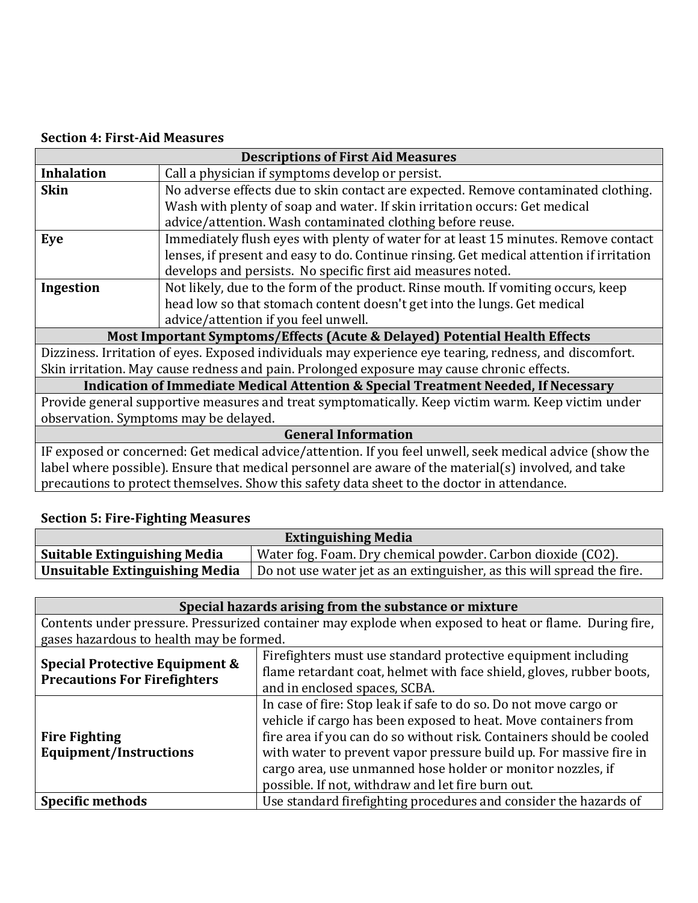### Section 4: First-Aid Measures

| Descriptions of First Aid Measures | |
|---|---|
| **Inhalation** | Call a physician if symptoms develop or persist. |
| **Skin** | No adverse effects due to skin contact are expected. Remove contaminated clothing. Wash with plenty of soap and water. If skin irritation occurs: Get medical advice/attention. Wash contaminated clothing before reuse. |
| **Eye** | Immediately flush eyes with plenty of water for at least 15 minutes. Remove contact lenses, if present and easy to do. Continue rinsing. Get medical attention if irritation develops and persists. No specific first aid measures noted. |
| **Ingestion** | Not likely, due to the form of the product. Rinse mouth. If vomiting occurs, keep head low so that stomach content doesn't get into the lungs. Get medical advice/attention if you feel unwell. |

| Most Important Symptoms/Effects (Acute & Delayed) Potential Health Effects |
|---|
| Dizziness. Irritation of eyes. Exposed individuals may experience eye tearing, redness, and discomfort. Skin irritation. May cause redness and pain. Prolonged exposure may cause chronic effects. |

| Indication of Immediate Medical Attention & Special Treatment Needed, If Necessary |
|---|
| Provide general supportive measures and treat symptomatically. Keep victim warm. Keep victim under observation. Symptoms may be delayed. |

| General Information |
|---|
| IF exposed or concerned: Get medical advice/attention. If you feel unwell, seek medical advice (show the label where possible). Ensure that medical personnel are aware of the material(s) involved, and take precautions to protect themselves. Show this safety data sheet to the doctor in attendance. |

### Section 5: Fire-Fighting Measures

| Extinguishing Media | |
|---|---|
| **Suitable Extinguishing Media** | Water fog. Foam. Dry chemical powder. Carbon dioxide ($CO_2$). |
| **Unsuitable Extinguishing Media** | Do not use water jet as an extinguisher, as this will spread the fire. |

| Special hazards arising from the substance or mixture | |
|---|---|
| Contents under pressure. Pressurized container may explode when exposed to heat or flame. During fire, gases hazardous to health may be formed. | |
| **Special Protective Equipment & Precautions For Firefighters** | Firefighters must use standard protective equipment including flame retardant coat, helmet with face shield, gloves, rubber boots, and in enclosed spaces, SCBA. |
| **Fire Fighting Equipment/Instructions** | In case of fire: Stop leak if safe to do so. Do not move cargo or vehicle if cargo has been exposed to heat. Move containers from fire area if you can do so without risk. Containers should be cooled with water to prevent vapor pressure build up. For massive fire in cargo area, use unmanned hose holder or monitor nozzles, if possible. If not, withdraw and let fire burn out. |
| **Specific methods** | Use standard firefighting procedures and consider the hazards of |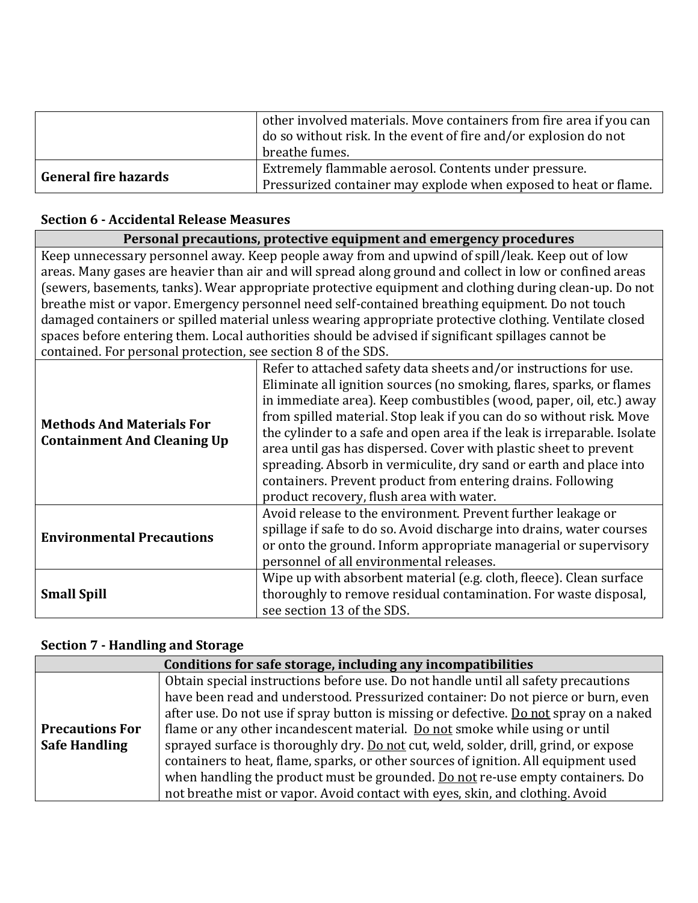| | |
|---|---|
| | other involved materials. Move containers from fire area if you can do so without risk. In the event of fire and/or explosion do not breathe fumes. |
| **General fire hazards** | Extremely flammable aerosol. Contents under pressure. Pressurized container may explode when exposed to heat or flame. |

### Section 6 - Accidental Release Measures

| **Personal precautions, protective equipment and emergency procedures** | |
|---|---|
| Keep unnecessary personnel away. Keep people away from and upwind of spill/leak. Keep out of low areas. Many gases are heavier than air and will spread along ground and collect in low or confined areas (sewers, basements, tanks). Wear appropriate protective equipment and clothing during clean-up. Do not breathe mist or vapor. Emergency personnel need self-contained breathing equipment. Do not touch damaged containers or spilled material unless wearing appropriate protective clothing. Ventilate closed spaces before entering them. Local authorities should be advised if significant spillages cannot be contained. For personal protection, see section 8 of the SDS. | |
| **Methods And Materials For Containment And Cleaning Up** | Refer to attached safety data sheets and/or instructions for use. Eliminate all ignition sources (no smoking, flares, sparks, or flames in immediate area). Keep combustibles (wood, paper, oil, etc.) away from spilled material. Stop leak if you can do so without risk. Move the cylinder to a safe and open area if the leak is irreparable. Isolate area until gas has dispersed. Cover with plastic sheet to prevent spreading. Absorb in vermiculite, dry sand or earth and place into containers. Prevent product from entering drains. Following product recovery, flush area with water. |
| **Environmental Precautions** | Avoid release to the environment. Prevent further leakage or spillage if safe to do so. Avoid discharge into drains, water courses or onto the ground. Inform appropriate managerial or supervisory personnel of all environmental releases. |
| **Small Spill** | Wipe up with absorbent material (e.g. cloth, fleece). Clean surface thoroughly to remove residual contamination. For waste disposal, see section 13 of the SDS. |

### Section 7 - Handling and Storage

| **Conditions for safe storage, including any incompatibilities** | |
|---|---|
| **Precautions For Safe Handling** | Obtain special instructions before use. Do not handle until all safety precautions have been read and understood. Pressurized container: Do not pierce or burn, even after use. Do not use if spray button is missing or defective. <u>Do not</u> spray on a naked flame or any other incandescent material. <u>Do not</u> smoke while using or until sprayed surface is thoroughly dry. <u>Do not</u> cut, weld, solder, drill, grind, or expose containers to heat, flame, sparks, or other sources of ignition. All equipment used when handling the product must be grounded. <u>Do not</u> re-use empty containers. Do not breathe mist or vapor. Avoid contact with eyes, skin, and clothing. Avoid |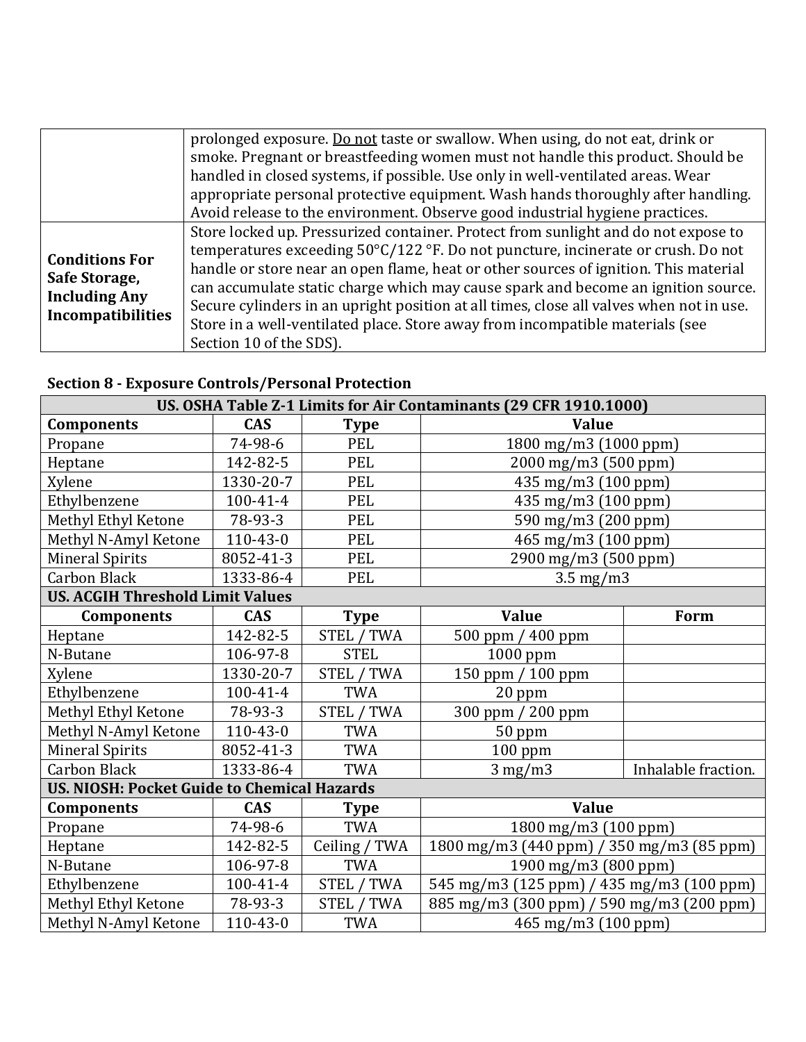| | |
|---|---|
| | prolonged exposure. Do not taste or swallow. When using, do not eat, drink or smoke. Pregnant or breastfeeding women must not handle this product. Should be handled in closed systems, if possible. Use only in well-ventilated areas. Wear appropriate personal protective equipment. Wash hands thoroughly after handling. Avoid release to the environment. Observe good industrial hygiene practices. |
| **Conditions For Safe Storage, Including Any Incompatibilities** | Store locked up. Pressurized container. Protect from sunlight and do not expose to temperatures exceeding 50°C/122 °F. Do not puncture, incinerate or crush. Do not handle or store near an open flame, heat or other sources of ignition. This material can accumulate static charge which may cause spark and become an ignition source. Secure cylinders in an upright position at all times, close all valves when not in use. Store in a well-ventilated place. Store away from incompatible materials (see Section 10 of the SDS). |

**Section 8 - Exposure Controls/Personal Protection**

| **US. OSHA Table Z-1 Limits for Air Contaminants (29 CFR 1910.1000)** | | | | |
|---|---|---|---|---|
| **Components** | **CAS** | **Type** | **Value** | |
| Propane | 74-98-6 | PEL | 1800 mg/m3 (1000 ppm) | |
| Heptane | 142-82-5 | PEL | 2000 mg/m3 (500 ppm) | |
| Xylene | 1330-20-7 | PEL | 435 mg/m3 (100 ppm) | |
| Ethylbenzene | 100-41-4 | PEL | 435 mg/m3 (100 ppm) | |
| Methyl Ethyl Ketone | 78-93-3 | PEL | 590 mg/m3 (200 ppm) | |
| Methyl N-Amyl Ketone | 110-43-0 | PEL | 465 mg/m3 (100 ppm) | |
| Mineral Spirits | 8052-41-3 | PEL | 2900 mg/m3 (500 ppm) | |
| Carbon Black | 1333-86-4 | PEL | 3.5 mg/m3 | |
| **US. ACGIH Threshold Limit Values** | | | | |
| **Components** | **CAS** | **Type** | **Value** | **Form** |
| Heptane | 142-82-5 | STEL / TWA | 500 ppm / 400 ppm | |
| N-Butane | 106-97-8 | STEL | 1000 ppm | |
| Xylene | 1330-20-7 | STEL / TWA | 150 ppm / 100 ppm | |
| Ethylbenzene | 100-41-4 | TWA | 20 ppm | |
| Methyl Ethyl Ketone | 78-93-3 | STEL / TWA | 300 ppm / 200 ppm | |
| Methyl N-Amyl Ketone | 110-43-0 | TWA | 50 ppm | |
| Mineral Spirits | 8052-41-3 | TWA | 100 ppm | |
| Carbon Black | 1333-86-4 | TWA | 3 mg/m3 | Inhalable fraction. |
| **US. NIOSH: Pocket Guide to Chemical Hazards** | | | | |
| **Components** | **CAS** | **Type** | **Value** | |
| Propane | 74-98-6 | TWA | 1800 mg/m3 (100 ppm) | |
| Heptane | 142-82-5 | Ceiling / TWA | 1800 mg/m3 (440 ppm) / 350 mg/m3 (85 ppm) | |
| N-Butane | 106-97-8 | TWA | 1900 mg/m3 (800 ppm) | |
| Ethylbenzene | 100-41-4 | STEL / TWA | 545 mg/m3 (125 ppm) / 435 mg/m3 (100 ppm) | |
| Methyl Ethyl Ketone | 78-93-3 | STEL / TWA | 885 mg/m3 (300 ppm) / 590 mg/m3 (200 ppm) | |
| Methyl N-Amyl Ketone | 110-43-0 | TWA | 465 mg/m3 (100 ppm) | |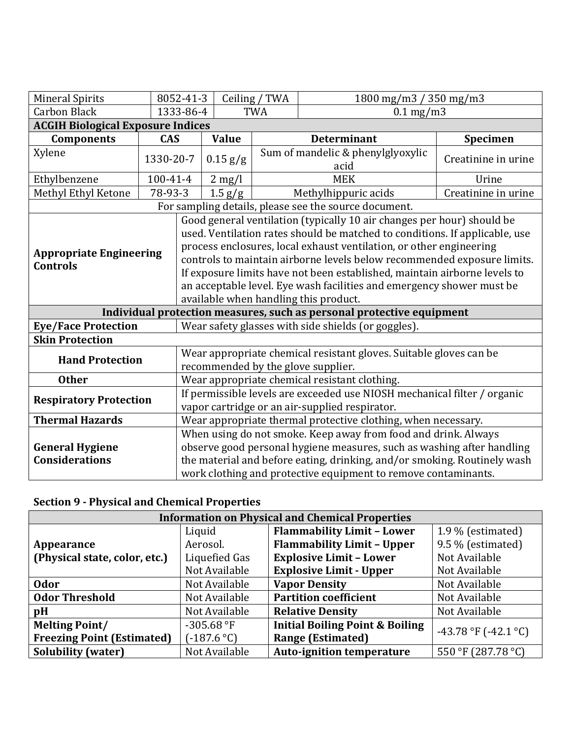| Mineral Spirits | 8052-41-3 | Ceiling / TWA | 1800 mg/m3 / 350 mg/m3 |
|---|---|---|---|
| Carbon Black | 1333-86-4 | TWA | 0.1 mg/m3 |

**ACGIH Biological Exposure Indices**

| Components | CAS | Value | Determinant | Specimen |
|---|---|---|---|---|
| Xylene | 1330-20-7 | 0.15 g/g | Sum of mandelic & phenylglyoxylic acid | Creatinine in urine |
| Ethylbenzene | 100-41-4 | 2 mg/l | MEK | Urine |
| Methyl Ethyl Ketone | 78-93-3 | 1.5 g/g | Methylhippuric acids | Creatinine in urine |

For sampling details, please see the source document.

| | |
|---|---|
| **Appropriate Engineering Controls** | Good general ventilation (typically 10 air changes per hour) should be used. Ventilation rates should be matched to conditions. If applicable, use process enclosures, local exhaust ventilation, or other engineering controls to maintain airborne levels below recommended exposure limits. If exposure limits have not been established, maintain airborne levels to an acceptable level. Eye wash facilities and emergency shower must be available when handling this product. |
| **Individual protection measures, such as personal protective equipment** | |
| **Eye/Face Protection** | Wear safety glasses with side shields (or goggles). |
| **Skin Protection** | |
| **Hand Protection** | Wear appropriate chemical resistant gloves. Suitable gloves can be recommended by the glove supplier. |
| **Other** | Wear appropriate chemical resistant clothing. |
| **Respiratory Protection** | If permissible levels are exceeded use NIOSH mechanical filter / organic vapor cartridge or an air-supplied respirator. |
| **Thermal Hazards** | Wear appropriate thermal protective clothing, when necessary. |
| **General Hygiene Considerations** | When using do not smoke. Keep away from food and drink. Always observe good personal hygiene measures, such as washing after handling the material and before eating, drinking, and/or smoking. Routinely wash work clothing and protective equipment to remove contaminants. |

### Section 9 - Physical and Chemical Properties

| Information on Physical and Chemical Properties | | | |
|---|---|---|---|
| **Appearance (Physical state, color, etc.)** | Liquid<br>Aerosol.<br>Liquefied Gas<br>Not Available | **Flammability Limit – Lower**<br>**Flammability Limit – Upper**<br>**Explosive Limit – Lower**<br>**Explosive Limit - Upper** | 1.9 % (estimated)<br>9.5 % (estimated)<br>Not Available<br>Not Available |
| **Odor** | Not Available | **Vapor Density** | Not Available |
| **Odor Threshold** | Not Available | **Partition coefficient** | Not Available |
| **pH** | Not Available | **Relative Density** | Not Available |
| **Melting Point/ Freezing Point (Estimated)** | -305.68 °F (-187.6 °C) | **Initial Boiling Point & Boiling Range (Estimated)** | -43.78 °F (-42.1 °C) |
| **Solubility (water)** | Not Available | **Auto-ignition temperature** | 550 °F (287.78 °C) |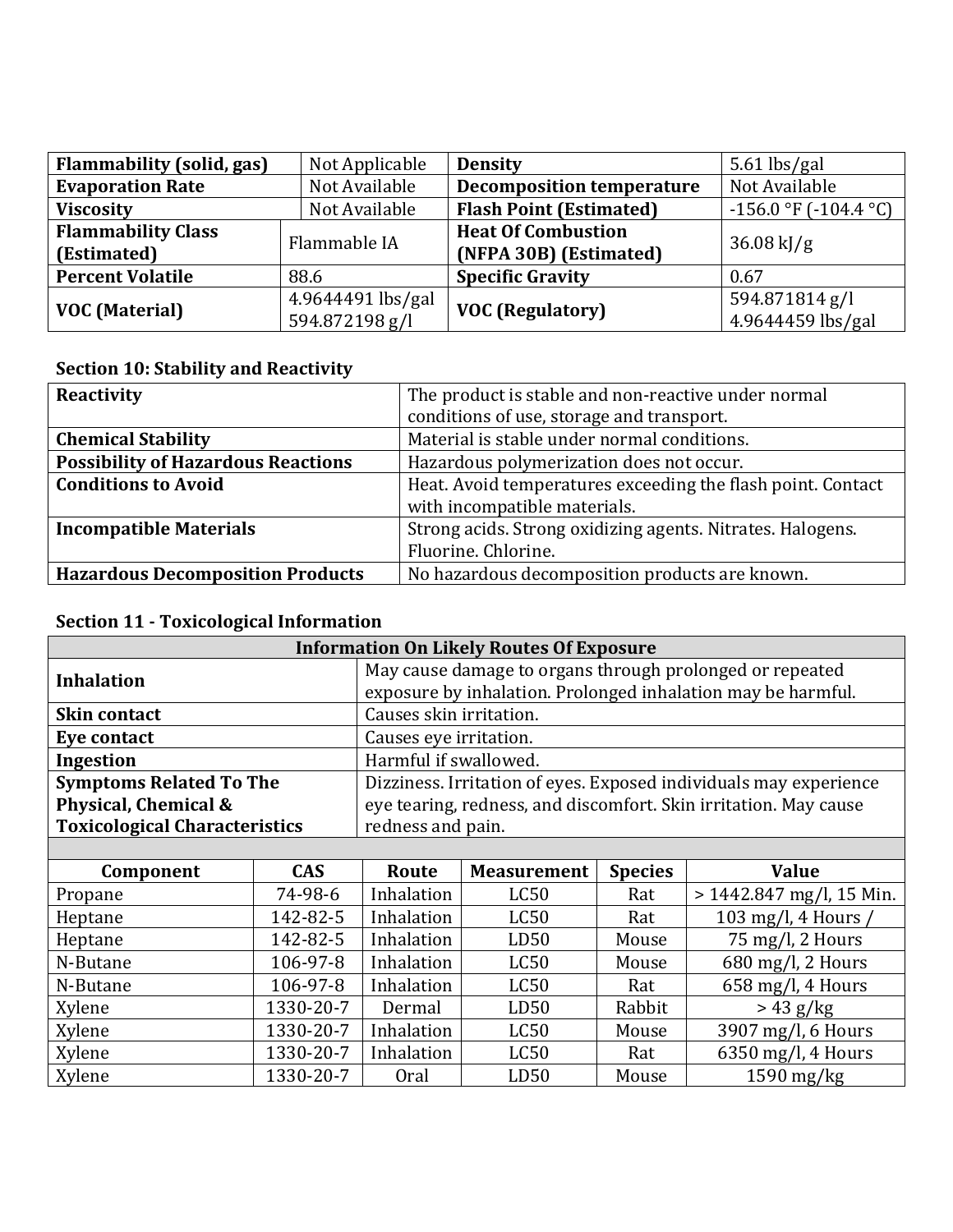| Flammability (solid, gas) | Not Applicable | Density | 5.61 lbs/gal |
|---|---|---|---|
| Evaporation Rate | Not Available | Decomposition temperature | Not Available |
| Viscosity | Not Available | Flash Point (Estimated) | -156.0 °F (-104.4 °C) |
| Flammability Class (Estimated) | Flammable IA | Heat Of Combustion (NFPA 30B) (Estimated) | 36.08 kJ/g |
| Percent Volatile | 88.6 | Specific Gravity | 0.67 |
| VOC (Material) | 4.9644491 lbs/gal 594.872198 g/l | VOC (Regulatory) | 594.871814 g/l 4.9644459 lbs/gal |

### Section 10: Stability and Reactivity

| | |
|---|---|
| **Reactivity** | The product is stable and non-reactive under normal conditions of use, storage and transport. |
| **Chemical Stability** | Material is stable under normal conditions. |
| **Possibility of Hazardous Reactions** | Hazardous polymerization does not occur. |
| **Conditions to Avoid** | Heat. Avoid temperatures exceeding the flash point. Contact with incompatible materials. |
| **Incompatible Materials** | Strong acids. Strong oxidizing agents. Nitrates. Halogens. Fluorine. Chlorine. |
| **Hazardous Decomposition Products** | No hazardous decomposition products are known. |

### Section 11 - Toxicological Information

| Information On Likely Routes Of Exposure | |
|---|---|
| **Inhalation** | May cause damage to organs through prolonged or repeated exposure by inhalation. Prolonged inhalation may be harmful. |
| **Skin contact** | Causes skin irritation. |
| **Eye contact** | Causes eye irritation. |
| **Ingestion** | Harmful if swallowed. |
| **Symptoms Related To The Physical, Chemical & Toxicological Characteristics** | Dizziness. Irritation of eyes. Exposed individuals may experience eye tearing, redness, and discomfort. Skin irritation. May cause redness and pain. |

| Component | CAS | Route | Measurement | Species | Value |
|---|---|---|---|---|---|
| Propane | 74-98-6 | Inhalation | LC50 | Rat | > 1442.847 mg/l, 15 Min. |
| Heptane | 142-82-5 | Inhalation | LC50 | Rat | 103 mg/l, 4 Hours / |
| Heptane | 142-82-5 | Inhalation | LD50 | Mouse | 75 mg/l, 2 Hours |
| N-Butane | 106-97-8 | Inhalation | LC50 | Mouse | 680 mg/l, 2 Hours |
| N-Butane | 106-97-8 | Inhalation | LC50 | Rat | 658 mg/l, 4 Hours |
| Xylene | 1330-20-7 | Dermal | LD50 | Rabbit | > 43 g/kg |
| Xylene | 1330-20-7 | Inhalation | LC50 | Mouse | 3907 mg/l, 6 Hours |
| Xylene | 1330-20-7 | Inhalation | LC50 | Rat | 6350 mg/l, 4 Hours |
| Xylene | 1330-20-7 | Oral | LD50 | Mouse | 1590 mg/kg |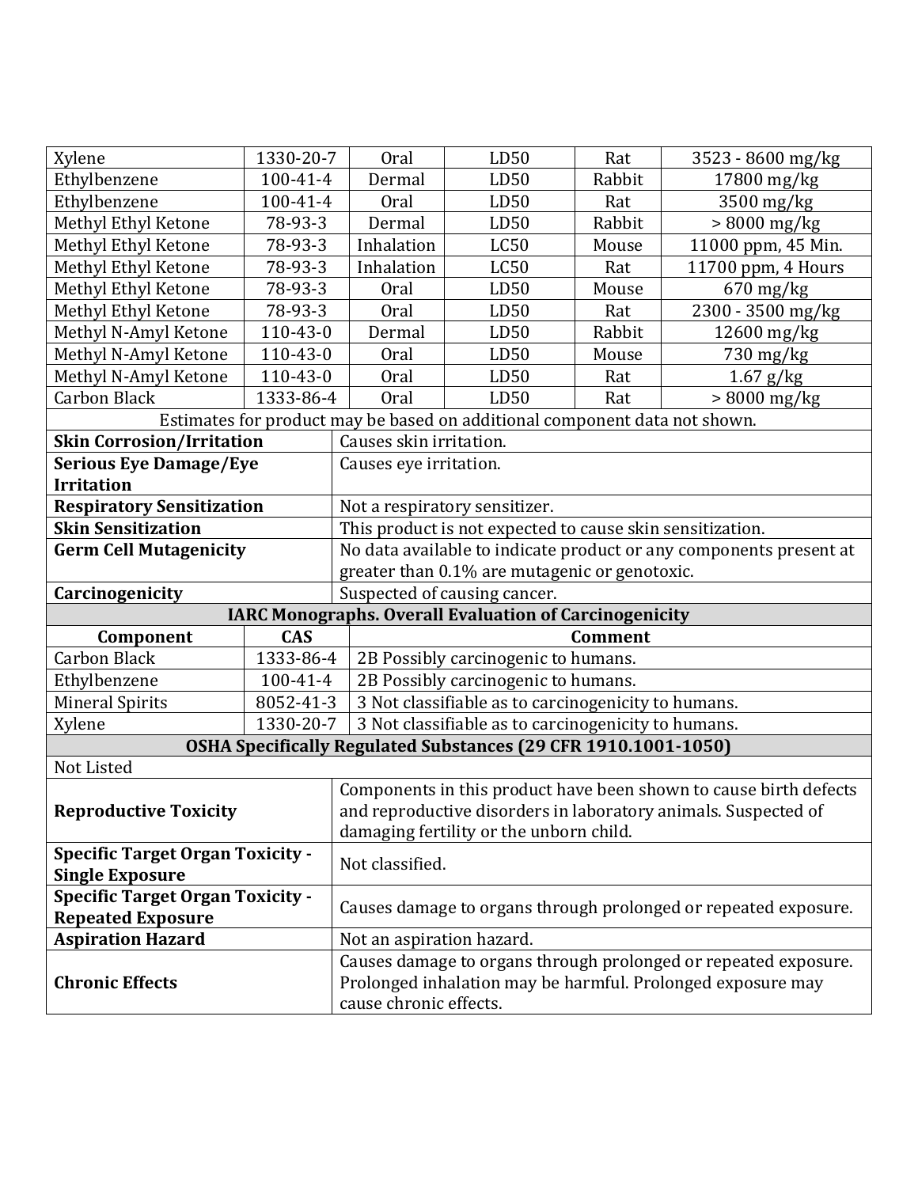| | | | | | |
|---|---|---|---|---|---|
| Xylene | 1330-20-7 | Oral | LD50 | Rat | 3523 - 8600 mg/kg |
| Ethylbenzene | 100-41-4 | Dermal | LD50 | Rabbit | 17800 mg/kg |
| Ethylbenzene | 100-41-4 | Oral | LD50 | Rat | 3500 mg/kg |
| Methyl Ethyl Ketone | 78-93-3 | Dermal | LD50 | Rabbit | > 8000 mg/kg |
| Methyl Ethyl Ketone | 78-93-3 | Inhalation | LC50 | Mouse | 11000 ppm, 45 Min. |
| Methyl Ethyl Ketone | 78-93-3 | Inhalation | LC50 | Rat | 11700 ppm, 4 Hours |
| Methyl Ethyl Ketone | 78-93-3 | Oral | LD50 | Mouse | 670 mg/kg |
| Methyl Ethyl Ketone | 78-93-3 | Oral | LD50 | Rat | 2300 - 3500 mg/kg |
| Methyl N-Amyl Ketone | 110-43-0 | Dermal | LD50 | Rabbit | 12600 mg/kg |
| Methyl N-Amyl Ketone | 110-43-0 | Oral | LD50 | Mouse | 730 mg/kg |
| Methyl N-Amyl Ketone | 110-43-0 | Oral | LD50 | Rat | 1.67 g/kg |
| Carbon Black | 1333-86-4 | Oral | LD50 | Rat | > 8000 mg/kg |

Estimates for product may be based on additional component data not shown.

| | |
|---|---|
| **Skin Corrosion/Irritation** | Causes skin irritation. |
| **Serious Eye Damage/Eye Irritation** | Causes eye irritation. |
| **Respiratory Sensitization** | Not a respiratory sensitizer. |
| **Skin Sensitization** | This product is not expected to cause skin sensitization. |
| **Germ Cell Mutagenicity** | No data available to indicate product or any components present at greater than 0.1% are mutagenic or genotoxic. |
| **Carcinogenicity** | Suspected of causing cancer. |

**IARC Monographs. Overall Evaluation of Carcinogenicity**

| Component | CAS | Comment |
|---|---|---|
| Carbon Black | 1333-86-4 | 2B Possibly carcinogenic to humans. |
| Ethylbenzene | 100-41-4 | 2B Possibly carcinogenic to humans. |
| Mineral Spirits | 8052-41-3 | 3 Not classifiable as to carcinogenicity to humans. |
| Xylene | 1330-20-7 | 3 Not classifiable as to carcinogenicity to humans. |

**OSHA Specifically Regulated Substances (29 CFR 1910.1001-1050)**

Not Listed

| | |
|---|---|
| **Reproductive Toxicity** | Components in this product have been shown to cause birth defects and reproductive disorders in laboratory animals. Suspected of damaging fertility or the unborn child. |
| **Specific Target Organ Toxicity - Single Exposure** | Not classified. |
| **Specific Target Organ Toxicity - Repeated Exposure** | Causes damage to organs through prolonged or repeated exposure. |
| **Aspiration Hazard** | Not an aspiration hazard. |
| **Chronic Effects** | Causes damage to organs through prolonged or repeated exposure. Prolonged inhalation may be harmful. Prolonged exposure may cause chronic effects. |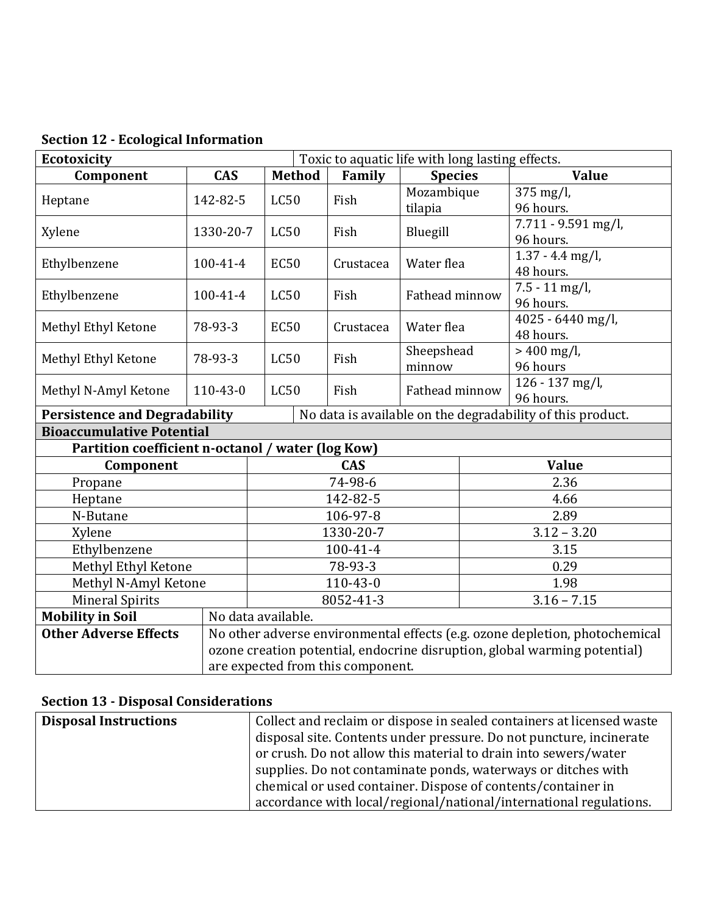### Section 12 - Ecological Information

| Ecotoxicity | | | Toxic to aquatic life with long lasting effects. | | |
|---|---|---|---|---|---|
| **Component** | **CAS** | **Method** | **Family** | **Species** | **Value** |
| Heptane | 142-82-5 | LC50 | Fish | Mozambique tilapia | 375 mg/l, 96 hours. |
| Xylene | 1330-20-7 | LC50 | Fish | Bluegill | 7.711 - 9.591 mg/l, 96 hours. |
| Ethylbenzene | 100-41-4 | EC50 | Crustacea | Water flea | 1.37 - 4.4 mg/l, 48 hours. |
| Ethylbenzene | 100-41-4 | LC50 | Fish | Fathead minnow | 7.5 - 11 mg/l, 96 hours. |
| Methyl Ethyl Ketone | 78-93-3 | EC50 | Crustacea | Water flea | 4025 - 6440 mg/l, 48 hours. |
| Methyl Ethyl Ketone | 78-93-3 | LC50 | Fish | Sheepshead minnow | > 400 mg/l, 96 hours |
| Methyl N-Amyl Ketone | 110-43-0 | LC50 | Fish | Fathead minnow | 126 - 137 mg/l, 96 hours. |

**Persistence and Degradability:** No data is available on the degradability of this product.

**Bioaccumulative Potential**

**Partition coefficient n-octanol / water (log Kow)**

| Component | CAS | Value |
|---|---|---|
| Propane | 74-98-6 | 2.36 |
| Heptane | 142-82-5 | 4.66 |
| N-Butane | 106-97-8 | 2.89 |
| Xylene | 1330-20-7 | 3.12 – 3.20 |
| Ethylbenzene | 100-41-4 | 3.15 |
| Methyl Ethyl Ketone | 78-93-3 | 0.29 |
| Methyl N-Amyl Ketone | 110-43-0 | 1.98 |
| Mineral Spirits | 8052-41-3 | 3.16 – 7.15 |

| | |
|---|---|
| **Mobility in Soil** | No data available. |
| **Other Adverse Effects** | No other adverse environmental effects (e.g. ozone depletion, photochemical ozone creation potential, endocrine disruption, global warming potential) are expected from this component. |

### Section 13 - Disposal Considerations

| | |
|---|---|
| **Disposal Instructions** | Collect and reclaim or dispose in sealed containers at licensed waste disposal site. Contents under pressure. Do not puncture, incinerate or crush. Do not allow this material to drain into sewers/water supplies. Do not contaminate ponds, waterways or ditches with chemical or used container. Dispose of contents/container in accordance with local/regional/national/international regulations. |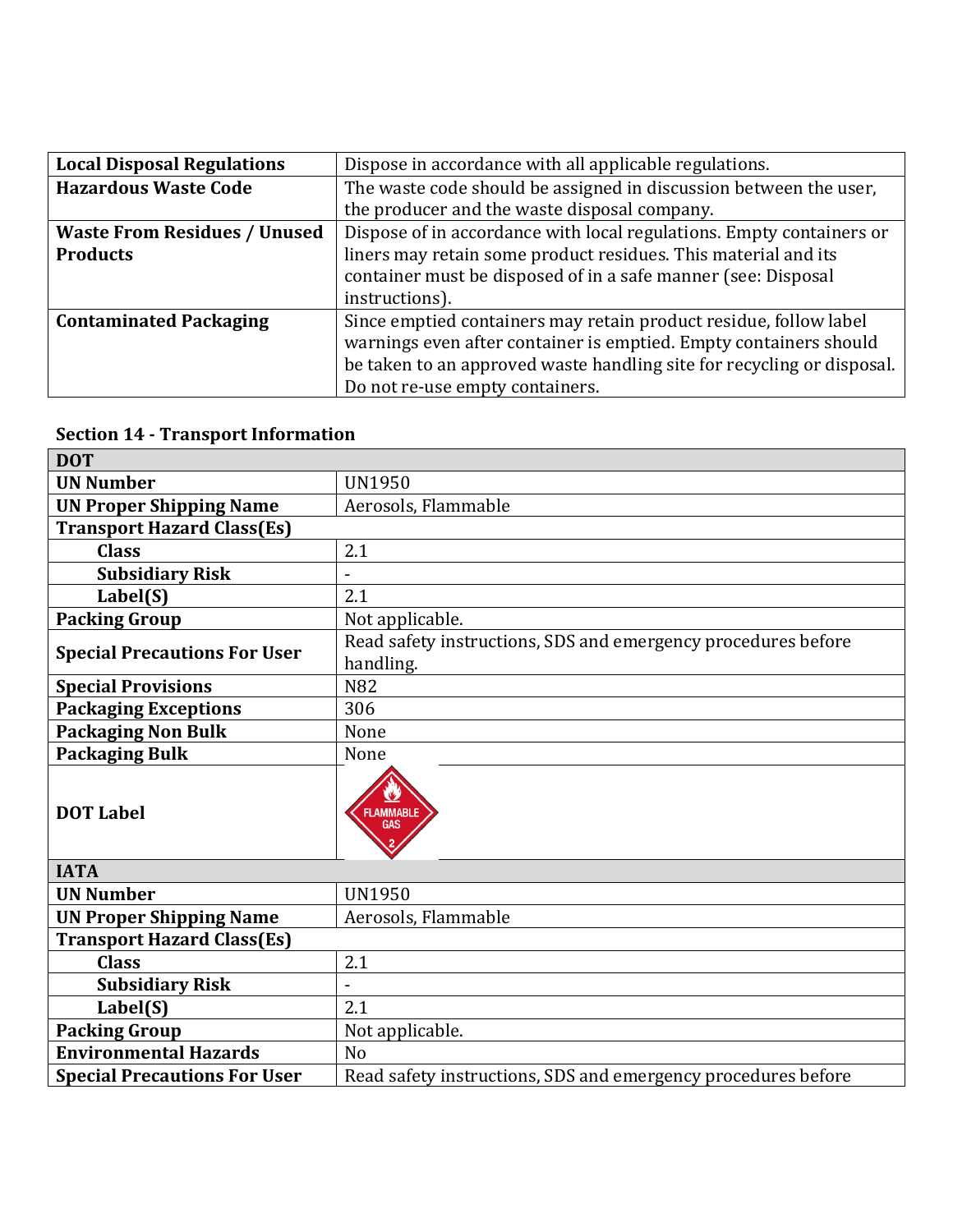| | |
|---|---|
| **Local Disposal Regulations** | Dispose in accordance with all applicable regulations. |
| **Hazardous Waste Code** | The waste code should be assigned in discussion between the user, the producer and the waste disposal company. |
| **Waste From Residues / Unused Products** | Dispose of in accordance with local regulations. Empty containers or liners may retain some product residues. This material and its container must be disposed of in a safe manner (see: Disposal instructions). |
| **Contaminated Packaging** | Since emptied containers may retain product residue, follow label warnings even after container is emptied. Empty containers should be taken to an approved waste handling site for recycling or disposal. Do not re-use empty containers. |

## Section 14 - Transport Information

| **DOT** | |
|---|---|
| **UN Number** | UN1950 |
| **UN Proper Shipping Name** | Aerosols, Flammable |
| **Transport Hazard Class(Es)** | |
| **Class** | 2.1 |
| **Subsidiary Risk** | - |
| **Label(S)** | 2.1 |
| **Packing Group** | Not applicable. |
| **Special Precautions For User** | Read safety instructions, SDS and emergency procedures before handling. |
| **Special Provisions** | N82 |
| **Packaging Exceptions** | 306 |
| **Packaging Non Bulk** | None |
| **Packaging Bulk** | None |
| **DOT Label** | FLAMMABLE GAS 2 |
| **IATA** | |
| **UN Number** | UN1950 |
| **UN Proper Shipping Name** | Aerosols, Flammable |
| **Transport Hazard Class(Es)** | |
| **Class** | 2.1 |
| **Subsidiary Risk** | - |
| **Label(S)** | 2.1 |
| **Packing Group** | Not applicable. |
| **Environmental Hazards** | No |
| **Special Precautions For User** | Read safety instructions, SDS and emergency procedures before |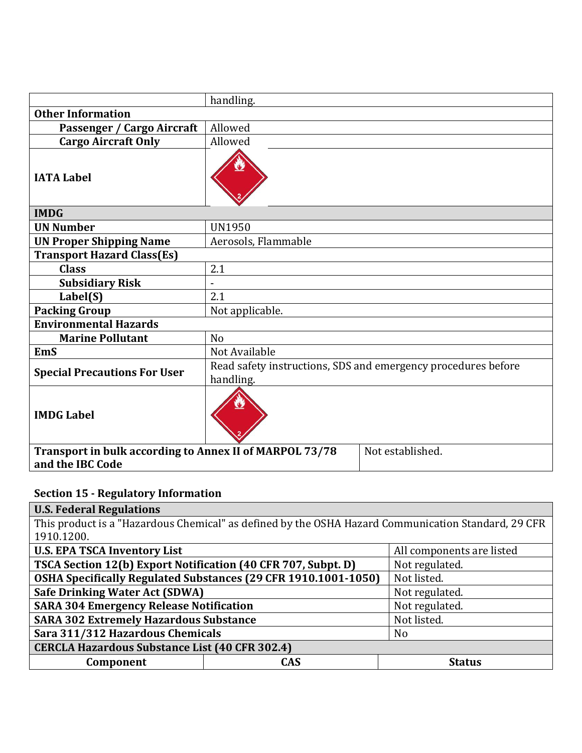| | |
|---|---|
| | handling. |
| **Other Information** | |
| **Passenger / Cargo Aircraft** | Allowed |
| **Cargo Aircraft Only** | Allowed |
| **IATA Label** | |
| **IMDG** | |
| **UN Number** | UN1950 |
| **UN Proper Shipping Name** | Aerosols, Flammable |
| **Transport Hazard Class(Es)** | |
| **Class** | 2.1 |
| **Subsidiary Risk** | - |
| **Label(S)** | 2.1 |
| **Packing Group** | Not applicable. |
| **Environmental Hazards** | |
| **Marine Pollutant** | No |
| **EmS** | Not Available |
| **Special Precautions For User** | Read safety instructions, SDS and emergency procedures before handling. |
| **IMDG Label** | |
| **Transport in bulk according to Annex II of MARPOL 73/78 and the IBC Code** | Not established. |

## Section 15 - Regulatory Information

| **U.S. Federal Regulations** | | |
|---|---|---|
| This product is a "Hazardous Chemical" as defined by the OSHA Hazard Communication Standard, 29 CFR 1910.1200. | | |
| **U.S. EPA TSCA Inventory List** | | All components are listed |
| **TSCA Section 12(b) Export Notification (40 CFR 707, Subpt. D)** | | Not regulated. |
| **OSHA Specifically Regulated Substances (29 CFR 1910.1001-1050)** | | Not listed. |
| **Safe Drinking Water Act (SDWA)** | | Not regulated. |
| **SARA 304 Emergency Release Notification** | | Not regulated. |
| **SARA 302 Extremely Hazardous Substance** | | Not listed. |
| **Sara 311/312 Hazardous Chemicals** | | No |
| **CERCLA Hazardous Substance List (40 CFR 302.4)** | | |
| **Component** | **CAS** | **Status** |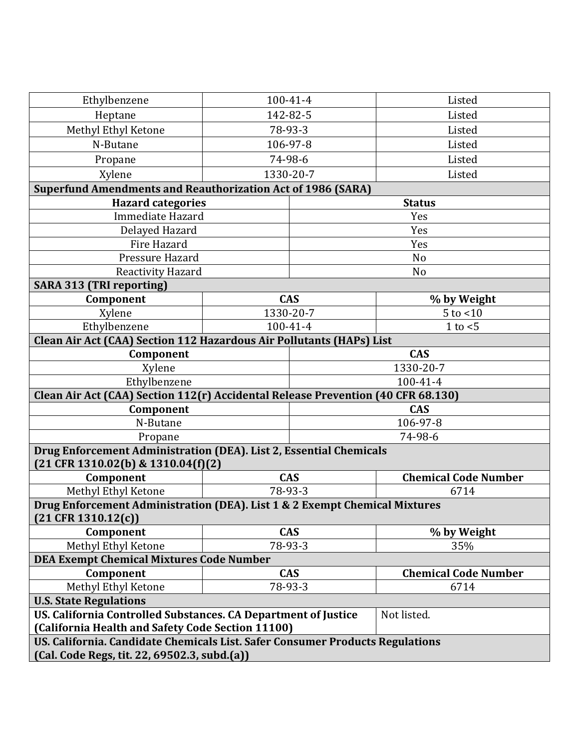| | | |
|---|---|---|
| Ethylbenzene | 100-41-4 | Listed |
| Heptane | 142-82-5 | Listed |
| Methyl Ethyl Ketone | 78-93-3 | Listed |
| N-Butane | 106-97-8 | Listed |
| Propane | 74-98-6 | Listed |
| Xylene | 1330-20-7 | Listed |

**Superfund Amendments and Reauthorization Act of 1986 (SARA)**

| Hazard categories | Status |
|---|---|
| Immediate Hazard | Yes |
| Delayed Hazard | Yes |
| Fire Hazard | Yes |
| Pressure Hazard | No |
| Reactivity Hazard | No |

**SARA 313 (TRI reporting)**

| Component | CAS | % by Weight |
|---|---|---|
| Xylene | 1330-20-7 | 5 to <10 |
| Ethylbenzene | 100-41-4 | 1 to <5 |

**Clean Air Act (CAA) Section 112 Hazardous Air Pollutants (HAPs) List**

| Component | CAS |
|---|---|
| Xylene | 1330-20-7 |
| Ethylbenzene | 100-41-4 |

**Clean Air Act (CAA) Section 112(r) Accidental Release Prevention (40 CFR 68.130)**

| Component | CAS |
|---|---|
| N-Butane | 106-97-8 |
| Propane | 74-98-6 |

**Drug Enforcement Administration (DEA). List 2, Essential Chemicals (21 CFR 1310.02(b) & 1310.04(f)(2)**

| Component | CAS | Chemical Code Number |
|---|---|---|
| Methyl Ethyl Ketone | 78-93-3 | 6714 |

**Drug Enforcement Administration (DEA). List 1 & 2 Exempt Chemical Mixtures (21 CFR 1310.12(c))**

| Component | CAS | % by Weight |
|---|---|---|
| Methyl Ethyl Ketone | 78-93-3 | 35% |

**DEA Exempt Chemical Mixtures Code Number**

| Component | CAS | Chemical Code Number |
|---|---|---|
| Methyl Ethyl Ketone | 78-93-3 | 6714 |

**U.S. State Regulations**

| | |
|---|---|
| **US. California Controlled Substances. CA Department of Justice (California Health and Safety Code Section 11100)** | Not listed. |

**US. California. Candidate Chemicals List. Safer Consumer Products Regulations (Cal. Code Regs, tit. 22, 69502.3, subd.(a))**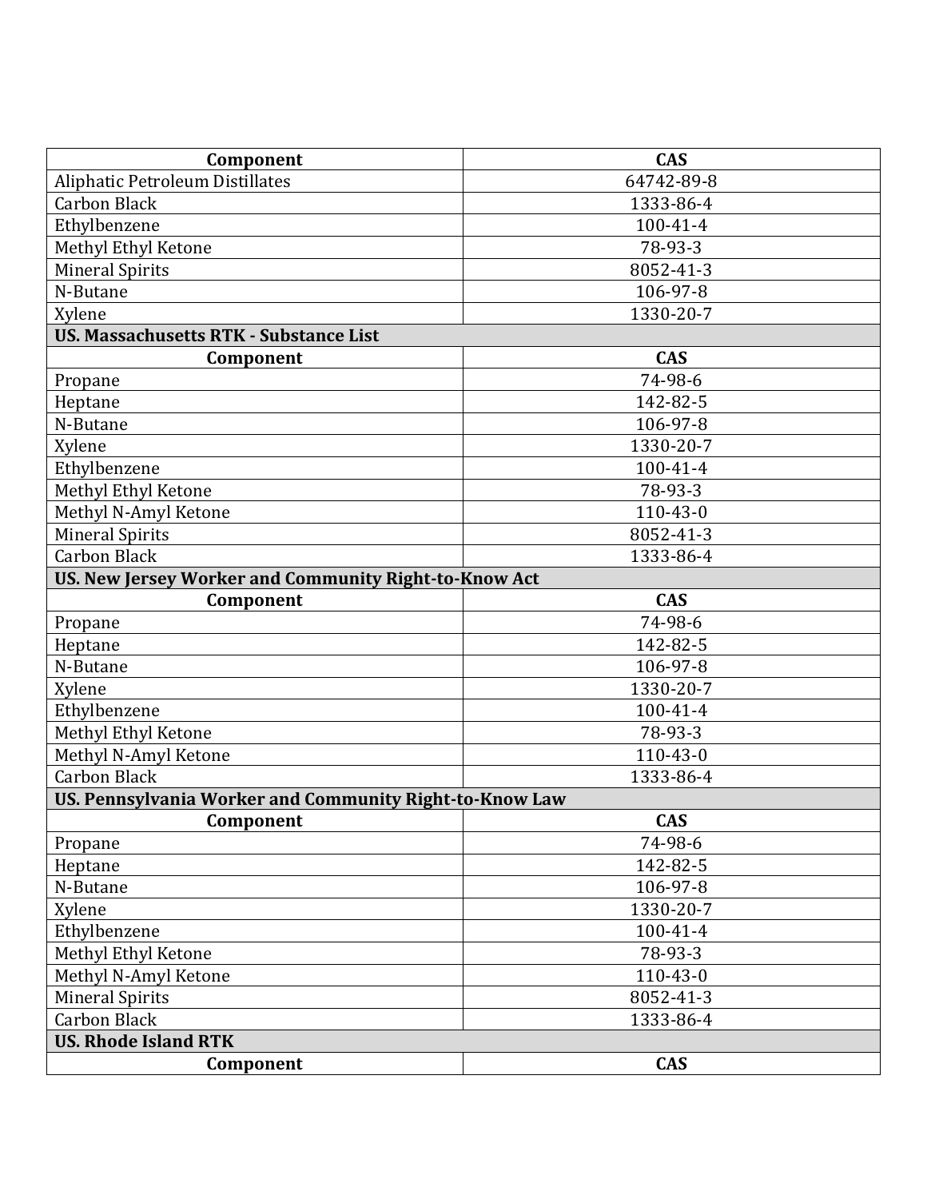| Component | CAS |
| --- | --- |
| Aliphatic Petroleum Distillates | 64742-89-8 |
| Carbon Black | 1333-86-4 |
| Ethylbenzene | 100-41-4 |
| Methyl Ethyl Ketone | 78-93-3 |
| Mineral Spirits | 8052-41-3 |
| N-Butane | 106-97-8 |
| Xylene | 1330-20-7 |
| **US. Massachusetts RTK - Substance List** | |
| **Component** | **CAS** |
| Propane | 74-98-6 |
| Heptane | 142-82-5 |
| N-Butane | 106-97-8 |
| Xylene | 1330-20-7 |
| Ethylbenzene | 100-41-4 |
| Methyl Ethyl Ketone | 78-93-3 |
| Methyl N-Amyl Ketone | 110-43-0 |
| Mineral Spirits | 8052-41-3 |
| Carbon Black | 1333-86-4 |
| **US. New Jersey Worker and Community Right-to-Know Act** | |
| **Component** | **CAS** |
| Propane | 74-98-6 |
| Heptane | 142-82-5 |
| N-Butane | 106-97-8 |
| Xylene | 1330-20-7 |
| Ethylbenzene | 100-41-4 |
| Methyl Ethyl Ketone | 78-93-3 |
| Methyl N-Amyl Ketone | 110-43-0 |
| Carbon Black | 1333-86-4 |
| **US. Pennsylvania Worker and Community Right-to-Know Law** | |
| **Component** | **CAS** |
| Propane | 74-98-6 |
| Heptane | 142-82-5 |
| N-Butane | 106-97-8 |
| Xylene | 1330-20-7 |
| Ethylbenzene | 100-41-4 |
| Methyl Ethyl Ketone | 78-93-3 |
| Methyl N-Amyl Ketone | 110-43-0 |
| Mineral Spirits | 8052-41-3 |
| Carbon Black | 1333-86-4 |
| **US. Rhode Island RTK** | |
| **Component** | **CAS** |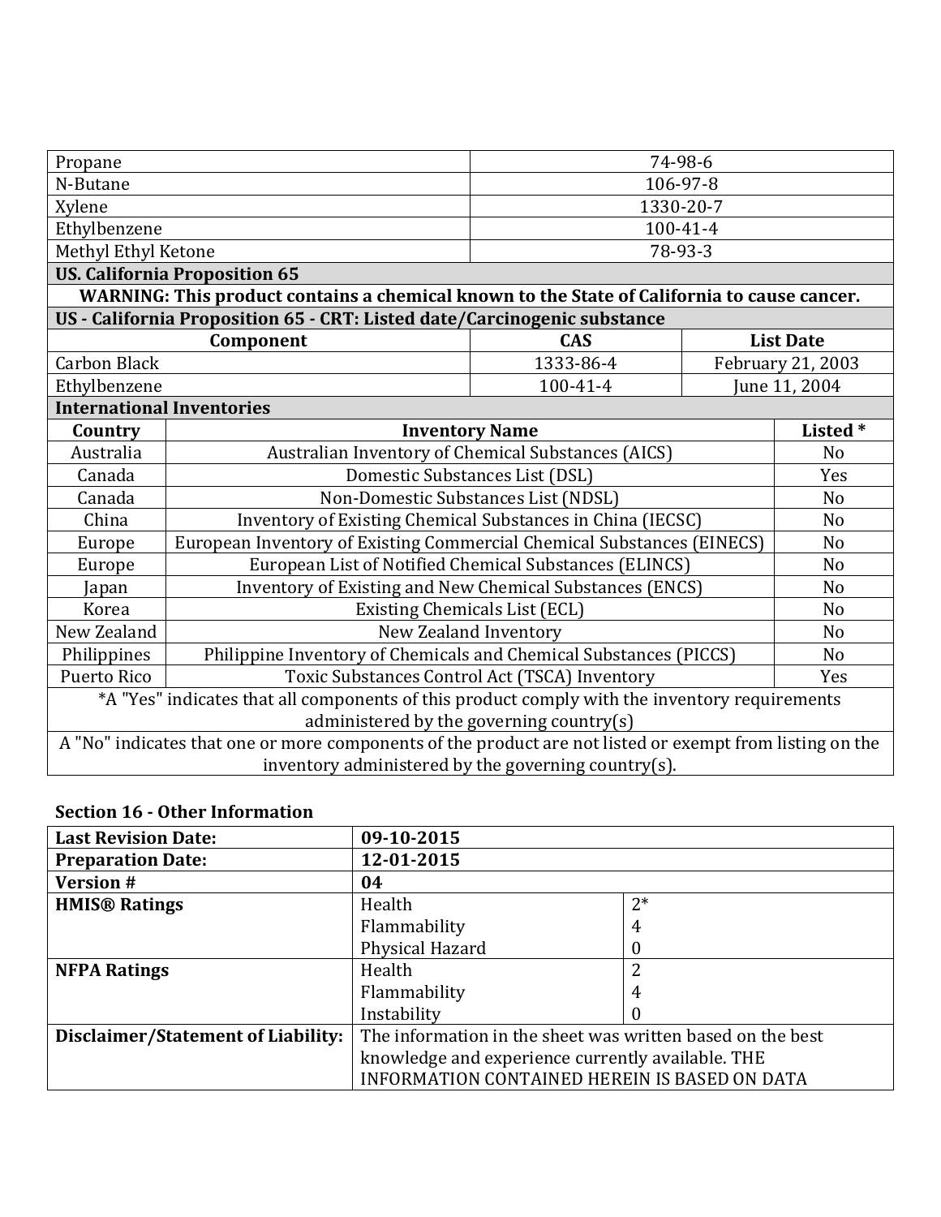| | |
|---|---|
| Propane | 74-98-6 |
| N-Butane | 106-97-8 |
| Xylene | 1330-20-7 |
| Ethylbenzene | 100-41-4 |
| Methyl Ethyl Ketone | 78-93-3 |

**US. California Proposition 65**

**WARNING: This product contains a chemical known to the State of California to cause cancer.**

**US - California Proposition 65 - CRT: Listed date/Carcinogenic substance**

| Component | CAS | List Date |
|---|---|---|
| Carbon Black | 1333-86-4 | February 21, 2003 |
| Ethylbenzene | 100-41-4 | June 11, 2004 |

**International Inventories**

| Country | Inventory Name | Listed * |
|---|---|---|
| Australia | Australian Inventory of Chemical Substances (AICS) | No |
| Canada | Domestic Substances List (DSL) | Yes |
| Canada | Non-Domestic Substances List (NDSL) | No |
| China | Inventory of Existing Chemical Substances in China (IECSC) | No |
| Europe | European Inventory of Existing Commercial Chemical Substances (EINECS) | No |
| Europe | European List of Notified Chemical Substances (ELINCS) | No |
| Japan | Inventory of Existing and New Chemical Substances (ENCS) | No |
| Korea | Existing Chemicals List (ECL) | No |
| New Zealand | New Zealand Inventory | No |
| Philippines | Philippine Inventory of Chemicals and Chemical Substances (PICCS) | No |
| Puerto Rico | Toxic Substances Control Act (TSCA) Inventory | Yes |

*A "Yes" indicates that all components of this product comply with the inventory requirements administered by the governing country(s)

A "No" indicates that one or more components of the product are not listed or exempt from listing on the inventory administered by the governing country(s).

### Section 16 - Other Information

| | | |
|---|---|---|
| **Last Revision Date:** | **09-10-2015** | |
| **Preparation Date:** | **12-01-2015** | |
| **Version #** | **04** | |
| **HMIS® Ratings** | Health | 2* |
| | Flammability | 4 |
| | Physical Hazard | 0 |
| **NFPA Ratings** | Health | 2 |
| | Flammability | 4 |
| | Instability | 0 |
| **Disclaimer/Statement of Liability:** | The information in the sheet was written based on the best knowledge and experience currently available. THE INFORMATION CONTAINED HEREIN IS BASED ON DATA | |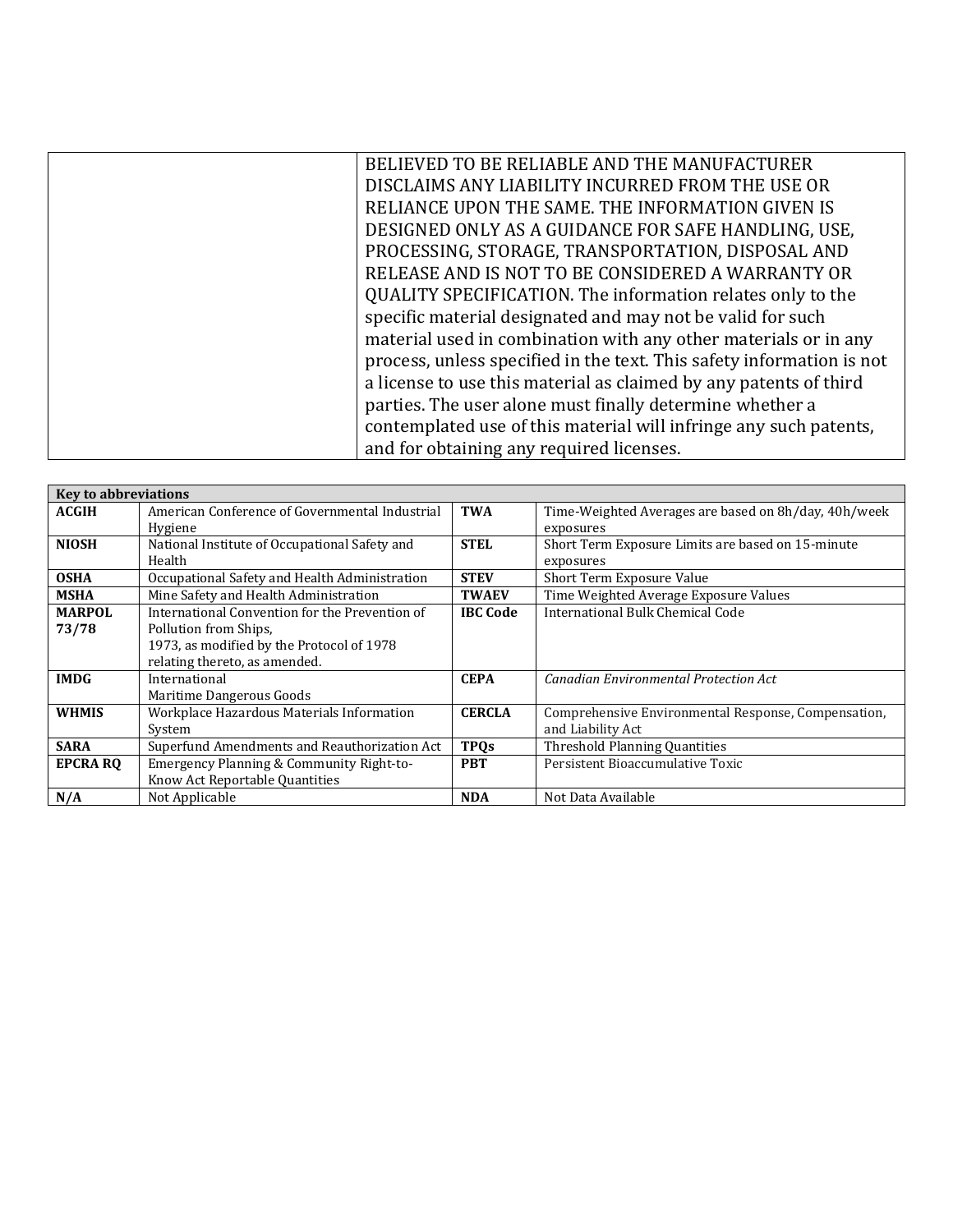| | |
|---|---|
| | BELIEVED TO BE RELIABLE AND THE MANUFACTURER DISCLAIMS ANY LIABILITY INCURRED FROM THE USE OR RELIANCE UPON THE SAME. THE INFORMATION GIVEN IS DESIGNED ONLY AS A GUIDANCE FOR SAFE HANDLING, USE, PROCESSING, STORAGE, TRANSPORTATION, DISPOSAL AND RELEASE AND IS NOT TO BE CONSIDERED A WARRANTY OR QUALITY SPECIFICATION. The information relates only to the specific material designated and may not be valid for such material used in combination with any other materials or in any process, unless specified in the text. This safety information is not a license to use this material as claimed by any patents of third parties. The user alone must finally determine whether a contemplated use of this material will infringe any such patents, and for obtaining any required licenses. |

| **Key to abbreviations** | | | |
|---|---|---|---|
| **ACGIH** | American Conference of Governmental Industrial Hygiene | **TWA** | Time-Weighted Averages are based on 8h/day, 40h/week exposures |
| **NIOSH** | National Institute of Occupational Safety and Health | **STEL** | Short Term Exposure Limits are based on 15-minute exposures |
| **OSHA** | Occupational Safety and Health Administration | **STEV** | Short Term Exposure Value |
| **MSHA** | Mine Safety and Health Administration | **TWAEV** | Time Weighted Average Exposure Values |
| **MARPOL 73/78** | International Convention for the Prevention of Pollution from Ships, 1973, as modified by the Protocol of 1978 relating thereto, as amended. | **IBC Code** | International Bulk Chemical Code |
| **IMDG** | International Maritime Dangerous Goods | **CEPA** | *Canadian Environmental Protection Act* |
| **WHMIS** | Workplace Hazardous Materials Information System | **CERCLA** | Comprehensive Environmental Response, Compensation, and Liability Act |
| **SARA** | Superfund Amendments and Reauthorization Act | **TPQs** | Threshold Planning Quantities |
| **EPCRA RQ** | Emergency Planning & Community Right-to-Know Act Reportable Quantities | **PBT** | Persistent Bioaccumulative Toxic |
| **N/A** | Not Applicable | **NDA** | Not Data Available |